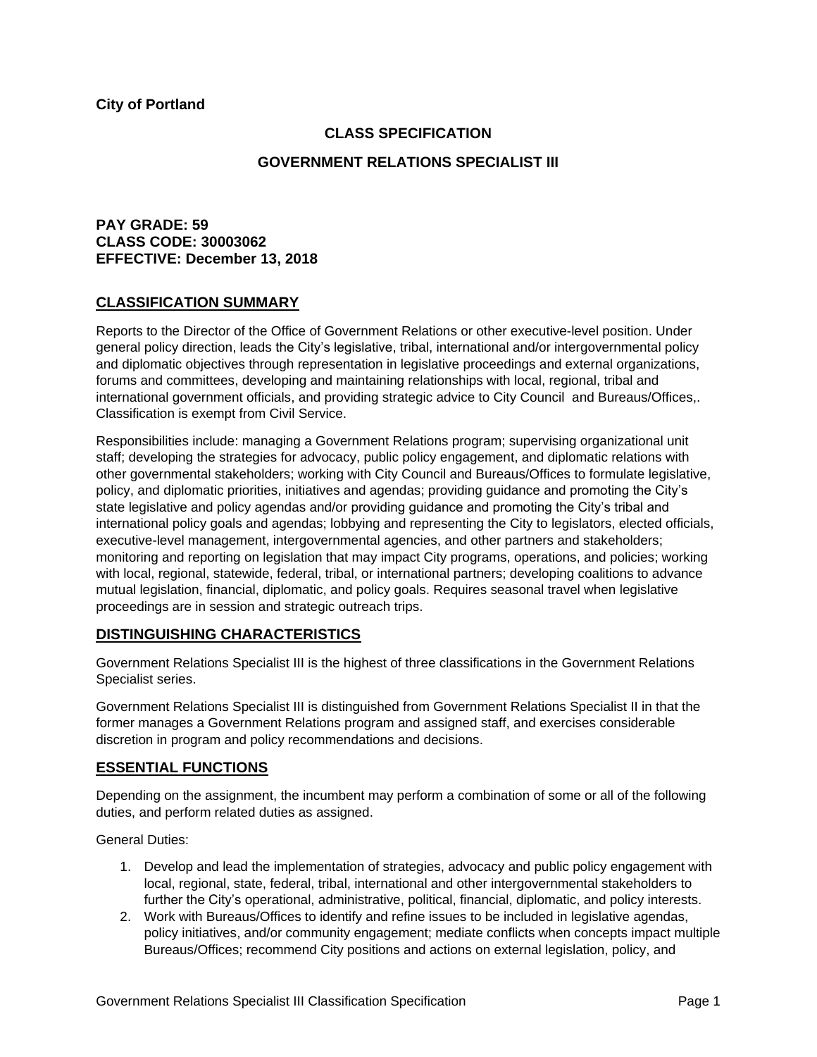**City of Portland**

## CLASS SPECIFICATION

## GOVERNMENT RELATIONS SPECIALIST III

**PAY GRADE: 59**
**CLASS CODE: 30003062**
**EFFECTIVE: December 13, 2018**

## CLASSIFICATION SUMMARY

Reports to the Director of the Office of Government Relations or other executive-level position. Under general policy direction, leads the City's legislative, tribal, international and/or intergovernmental policy and diplomatic objectives through representation in legislative proceedings and external organizations, forums and committees, developing and maintaining relationships with local, regional, tribal and international government officials, and providing strategic advice to City Council and Bureaus/Offices,. Classification is exempt from Civil Service.

Responsibilities include: managing a Government Relations program; supervising organizational unit staff; developing the strategies for advocacy, public policy engagement, and diplomatic relations with other governmental stakeholders; working with City Council and Bureaus/Offices to formulate legislative, policy, and diplomatic priorities, initiatives and agendas; providing guidance and promoting the City's state legislative and policy agendas and/or providing guidance and promoting the City's tribal and international policy goals and agendas; lobbying and representing the City to legislators, elected officials, executive-level management, intergovernmental agencies, and other partners and stakeholders; monitoring and reporting on legislation that may impact City programs, operations, and policies; working with local, regional, statewide, federal, tribal, or international partners; developing coalitions to advance mutual legislation, financial, diplomatic, and policy goals. Requires seasonal travel when legislative proceedings are in session and strategic outreach trips.

## DISTINGUISHING CHARACTERISTICS

Government Relations Specialist III is the highest of three classifications in the Government Relations Specialist series.

Government Relations Specialist III is distinguished from Government Relations Specialist II in that the former manages a Government Relations program and assigned staff, and exercises considerable discretion in program and policy recommendations and decisions.

## ESSENTIAL FUNCTIONS

Depending on the assignment, the incumbent may perform a combination of some or all of the following duties, and perform related duties as assigned.

General Duties:

1. Develop and lead the implementation of strategies, advocacy and public policy engagement with local, regional, state, federal, tribal, international and other intergovernmental stakeholders to further the City's operational, administrative, political, financial, diplomatic, and policy interests.
2. Work with Bureaus/Offices to identify and refine issues to be included in legislative agendas, policy initiatives, and/or community engagement; mediate conflicts when concepts impact multiple Bureaus/Offices; recommend City positions and actions on external legislation, policy, and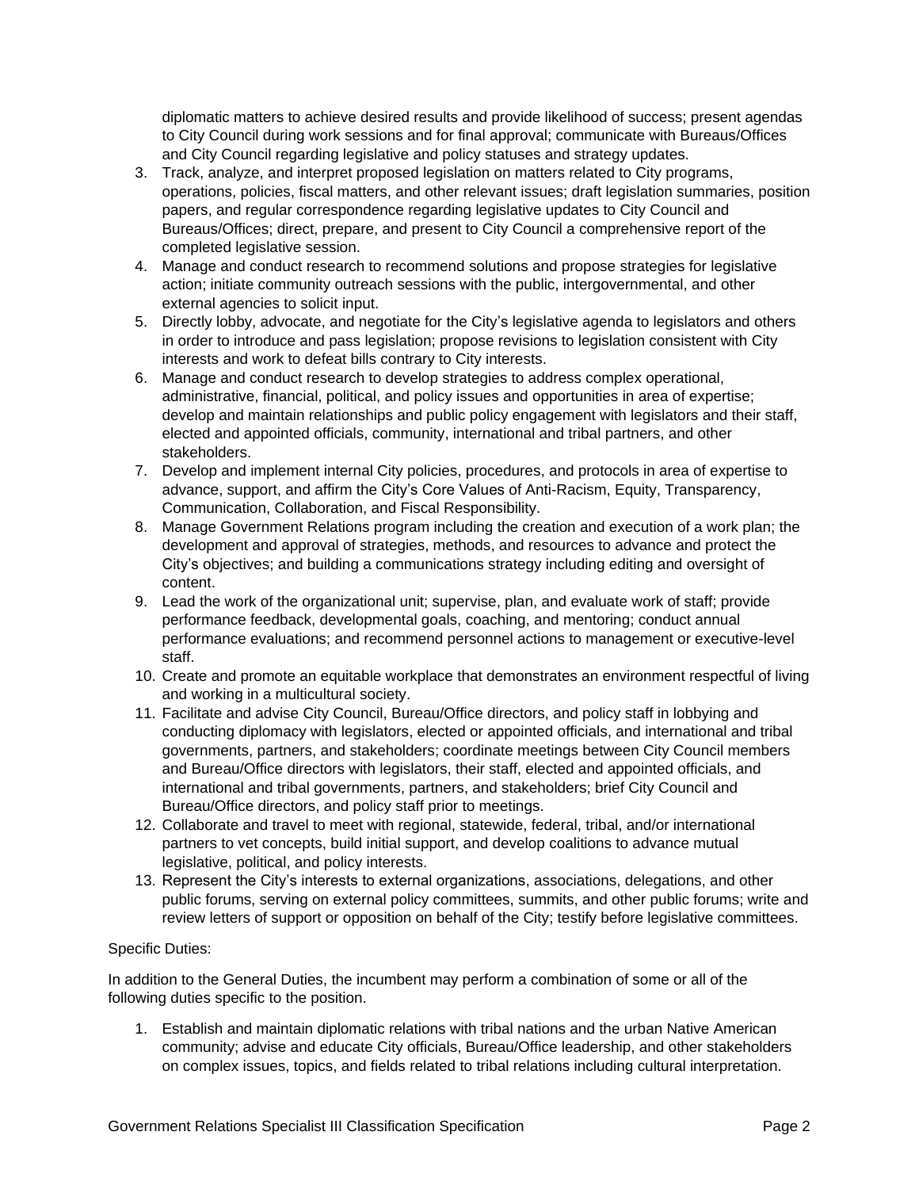diplomatic matters to achieve desired results and provide likelihood of success; present agendas to City Council during work sessions and for final approval; communicate with Bureaus/Offices and City Council regarding legislative and policy statuses and strategy updates.

3. Track, analyze, and interpret proposed legislation on matters related to City programs, operations, policies, fiscal matters, and other relevant issues; draft legislation summaries, position papers, and regular correspondence regarding legislative updates to City Council and Bureaus/Offices; direct, prepare, and present to City Council a comprehensive report of the completed legislative session.
4. Manage and conduct research to recommend solutions and propose strategies for legislative action; initiate community outreach sessions with the public, intergovernmental, and other external agencies to solicit input.
5. Directly lobby, advocate, and negotiate for the City's legislative agenda to legislators and others in order to introduce and pass legislation; propose revisions to legislation consistent with City interests and work to defeat bills contrary to City interests.
6. Manage and conduct research to develop strategies to address complex operational, administrative, financial, political, and policy issues and opportunities in area of expertise; develop and maintain relationships and public policy engagement with legislators and their staff, elected and appointed officials, community, international and tribal partners, and other stakeholders.
7. Develop and implement internal City policies, procedures, and protocols in area of expertise to advance, support, and affirm the City's Core Values of Anti-Racism, Equity, Transparency, Communication, Collaboration, and Fiscal Responsibility.
8. Manage Government Relations program including the creation and execution of a work plan; the development and approval of strategies, methods, and resources to advance and protect the City's objectives; and building a communications strategy including editing and oversight of content.
9. Lead the work of the organizational unit; supervise, plan, and evaluate work of staff; provide performance feedback, developmental goals, coaching, and mentoring; conduct annual performance evaluations; and recommend personnel actions to management or executive-level staff.
10. Create and promote an equitable workplace that demonstrates an environment respectful of living and working in a multicultural society.
11. Facilitate and advise City Council, Bureau/Office directors, and policy staff in lobbying and conducting diplomacy with legislators, elected or appointed officials, and international and tribal governments, partners, and stakeholders; coordinate meetings between City Council members and Bureau/Office directors with legislators, their staff, elected and appointed officials, and international and tribal governments, partners, and stakeholders; brief City Council and Bureau/Office directors, and policy staff prior to meetings.
12. Collaborate and travel to meet with regional, statewide, federal, tribal, and/or international partners to vet concepts, build initial support, and develop coalitions to advance mutual legislative, political, and policy interests.
13. Represent the City's interests to external organizations, associations, delegations, and other public forums, serving on external policy committees, summits, and other public forums; write and review letters of support or opposition on behalf of the City; testify before legislative committees.

Specific Duties:

In addition to the General Duties, the incumbent may perform a combination of some or all of the following duties specific to the position.

1. Establish and maintain diplomatic relations with tribal nations and the urban Native American community; advise and educate City officials, Bureau/Office leadership, and other stakeholders on complex issues, topics, and fields related to tribal relations including cultural interpretation.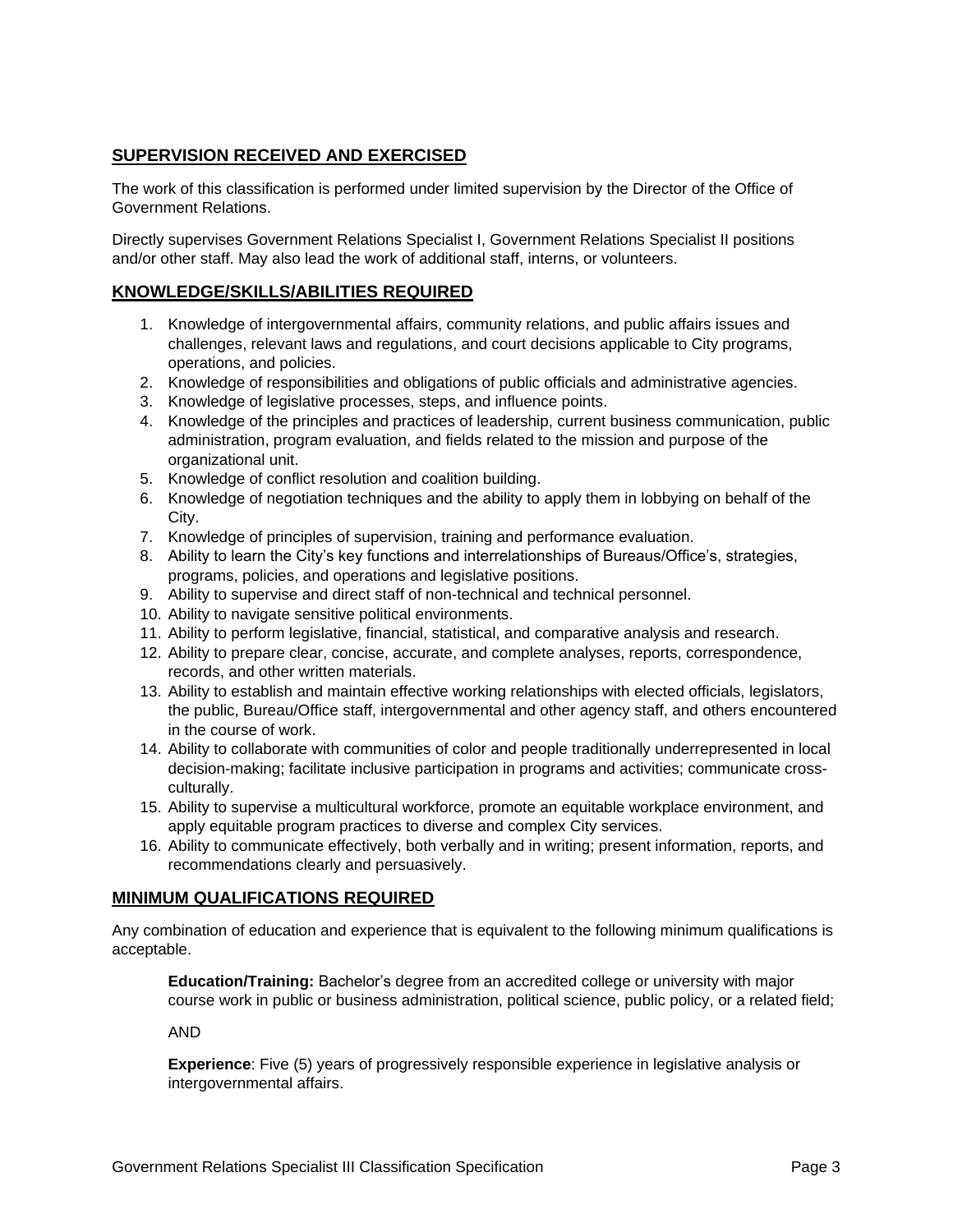## SUPERVISION RECEIVED AND EXERCISED

The work of this classification is performed under limited supervision by the Director of the Office of Government Relations.

Directly supervises Government Relations Specialist I, Government Relations Specialist II positions and/or other staff. May also lead the work of additional staff, interns, or volunteers.

## KNOWLEDGE/SKILLS/ABILITIES REQUIRED

1. Knowledge of intergovernmental affairs, community relations, and public affairs issues and challenges, relevant laws and regulations, and court decisions applicable to City programs, operations, and policies.
2. Knowledge of responsibilities and obligations of public officials and administrative agencies.
3. Knowledge of legislative processes, steps, and influence points.
4. Knowledge of the principles and practices of leadership, current business communication, public administration, program evaluation, and fields related to the mission and purpose of the organizational unit.
5. Knowledge of conflict resolution and coalition building.
6. Knowledge of negotiation techniques and the ability to apply them in lobbying on behalf of the City.
7. Knowledge of principles of supervision, training and performance evaluation.
8. Ability to learn the City's key functions and interrelationships of Bureaus/Office's, strategies, programs, policies, and operations and legislative positions.
9. Ability to supervise and direct staff of non-technical and technical personnel.
10. Ability to navigate sensitive political environments.
11. Ability to perform legislative, financial, statistical, and comparative analysis and research.
12. Ability to prepare clear, concise, accurate, and complete analyses, reports, correspondence, records, and other written materials.
13. Ability to establish and maintain effective working relationships with elected officials, legislators, the public, Bureau/Office staff, intergovernmental and other agency staff, and others encountered in the course of work.
14. Ability to collaborate with communities of color and people traditionally underrepresented in local decision-making; facilitate inclusive participation in programs and activities; communicate cross-culturally.
15. Ability to supervise a multicultural workforce, promote an equitable workplace environment, and apply equitable program practices to diverse and complex City services.
16. Ability to communicate effectively, both verbally and in writing; present information, reports, and recommendations clearly and persuasively.

## MINIMUM QUALIFICATIONS REQUIRED

Any combination of education and experience that is equivalent to the following minimum qualifications is acceptable.

**Education/Training:** Bachelor's degree from an accredited college or university with major course work in public or business administration, political science, public policy, or a related field;

AND

**Experience**: Five (5) years of progressively responsible experience in legislative analysis or intergovernmental affairs.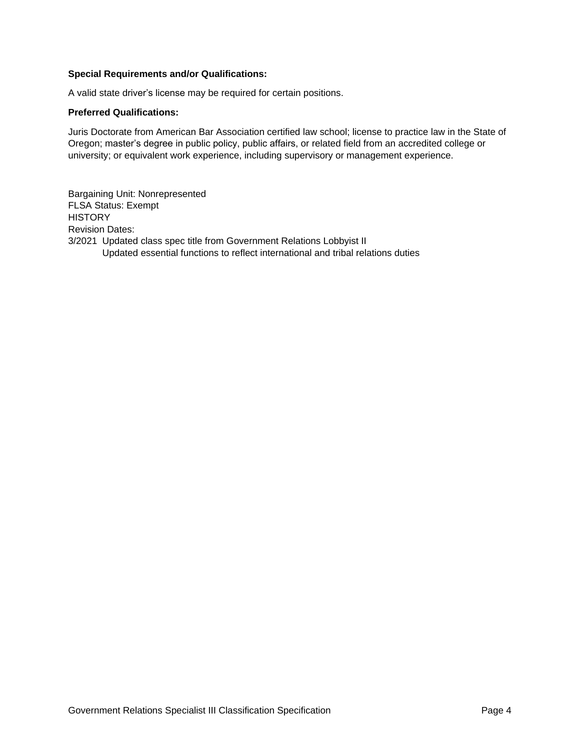**Special Requirements and/or Qualifications:**

A valid state driver's license may be required for certain positions.

**Preferred Qualifications:**

Juris Doctorate from American Bar Association certified law school; license to practice law in the State of Oregon; master's degree in public policy, public affairs, or related field from an accredited college or university; or equivalent work experience, including supervisory or management experience.

Bargaining Unit: Nonrepresented
FLSA Status: Exempt
HISTORY
Revision Dates:
3/2021 Updated class spec title from Government Relations Lobbyist II
Updated essential functions to reflect international and tribal relations duties